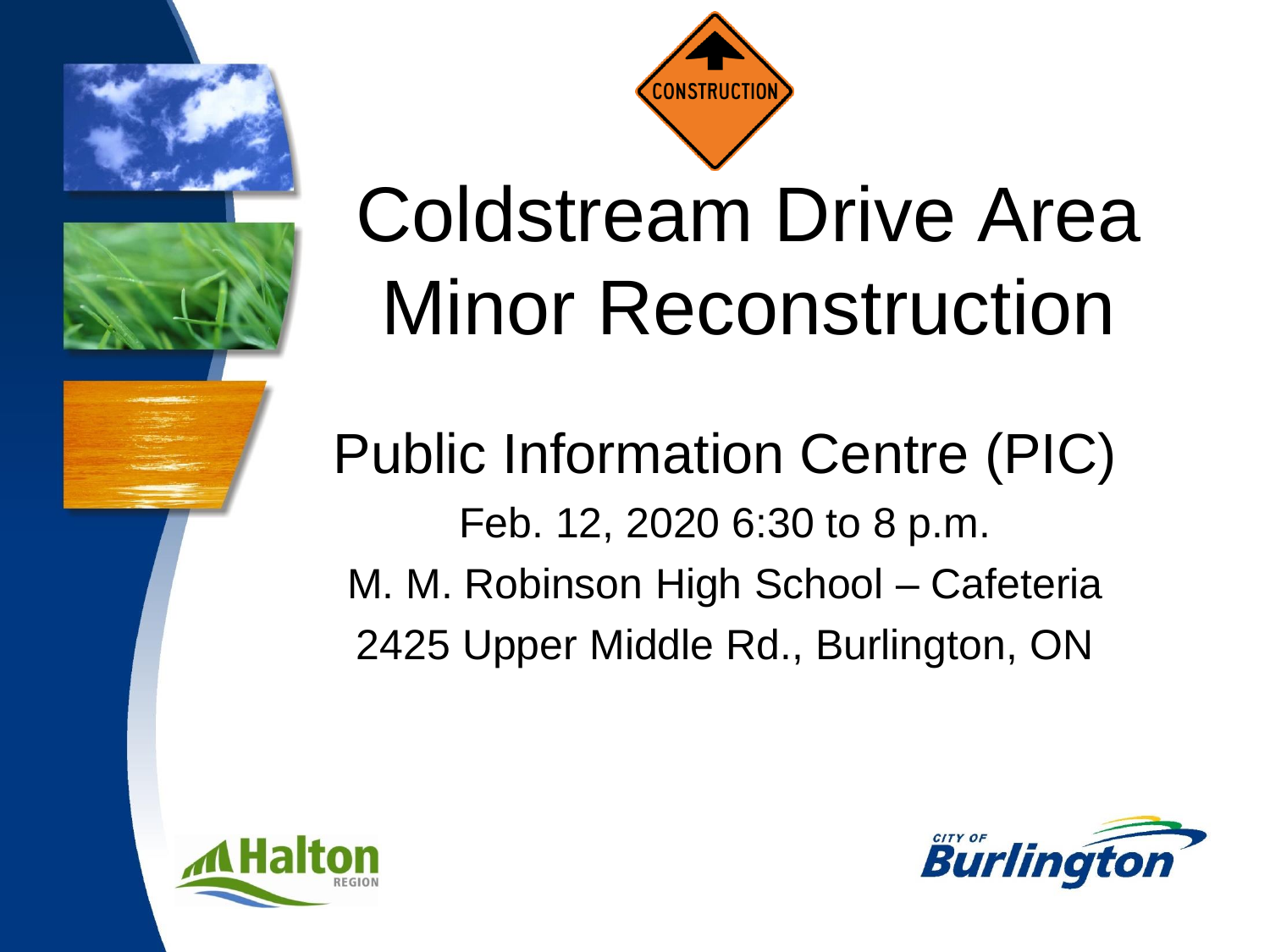# Coldstream Drive Area Minor Reconstruction

## Public Information Centre (PIC)

Feb. 12, 2020 6:30 to 8 p.m.

M. M. Robinson High School – Cafeteria

2425 Upper Middle Rd., Burlington, ON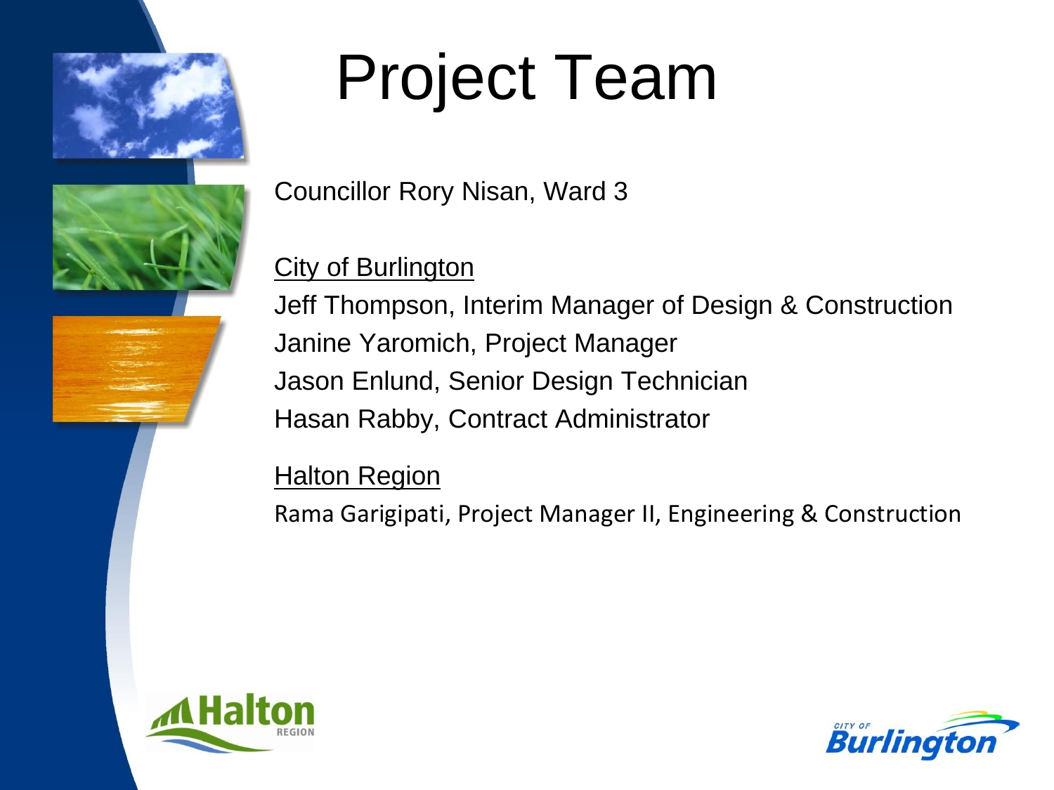# Project Team

Councillor Rory Nisan, Ward 3

City of Burlington

Jeff Thompson, Interim Manager of Design & Construction
Janine Yaromich, Project Manager
Jason Enlund, Senior Design Technician
Hasan Rabby, Contract Administrator

Halton Region

Rama Garigipati, Project Manager II, Engineering & Construction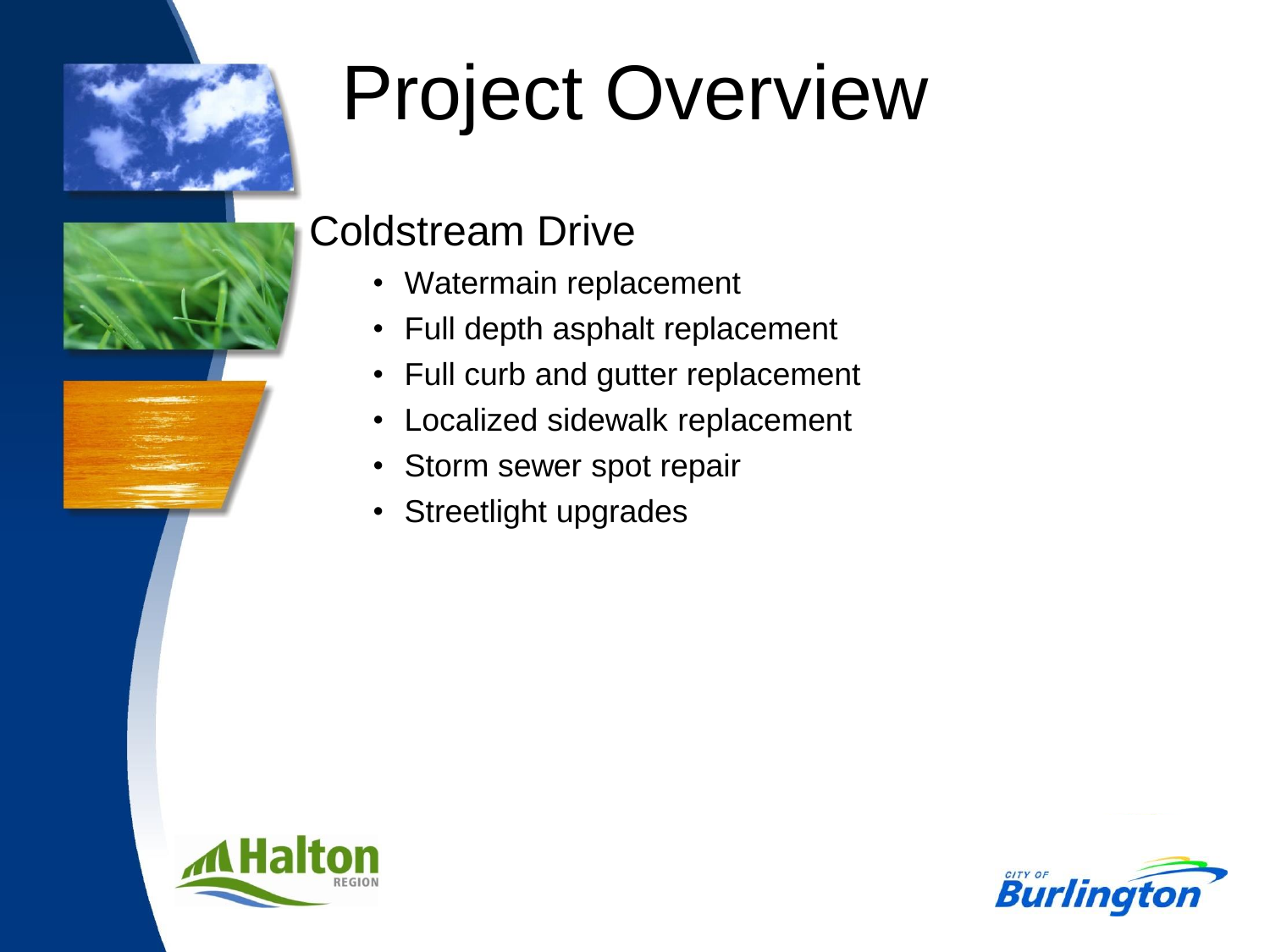# Project Overview

## Coldstream Drive

- Watermain replacement
- Full depth asphalt replacement
- Full curb and gutter replacement
- Localized sidewalk replacement
- Storm sewer spot repair
- Streetlight upgrades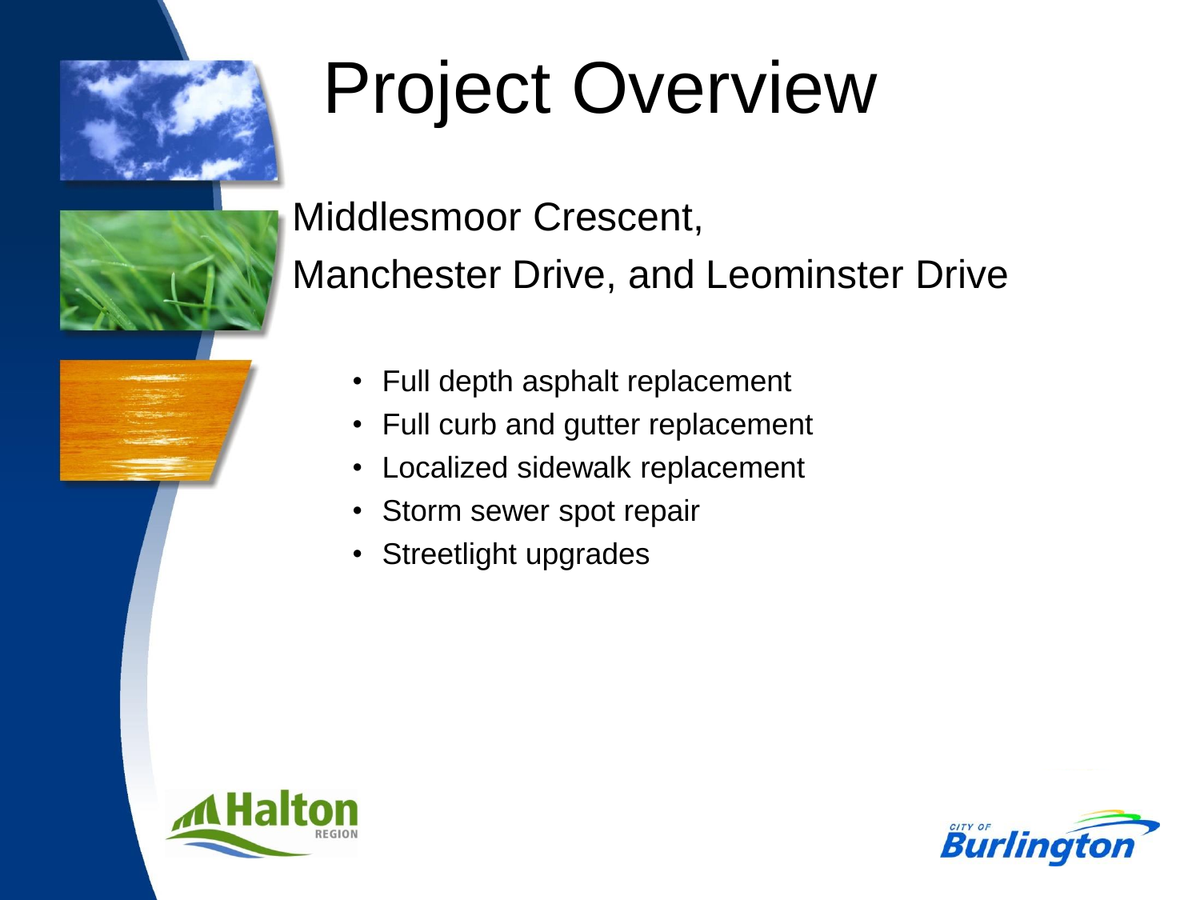# Project Overview

Middlesmoor Crescent,
Manchester Drive, and Leominster Drive

- Full depth asphalt replacement
- Full curb and gutter replacement
- Localized sidewalk replacement
- Storm sewer spot repair
- Streetlight upgrades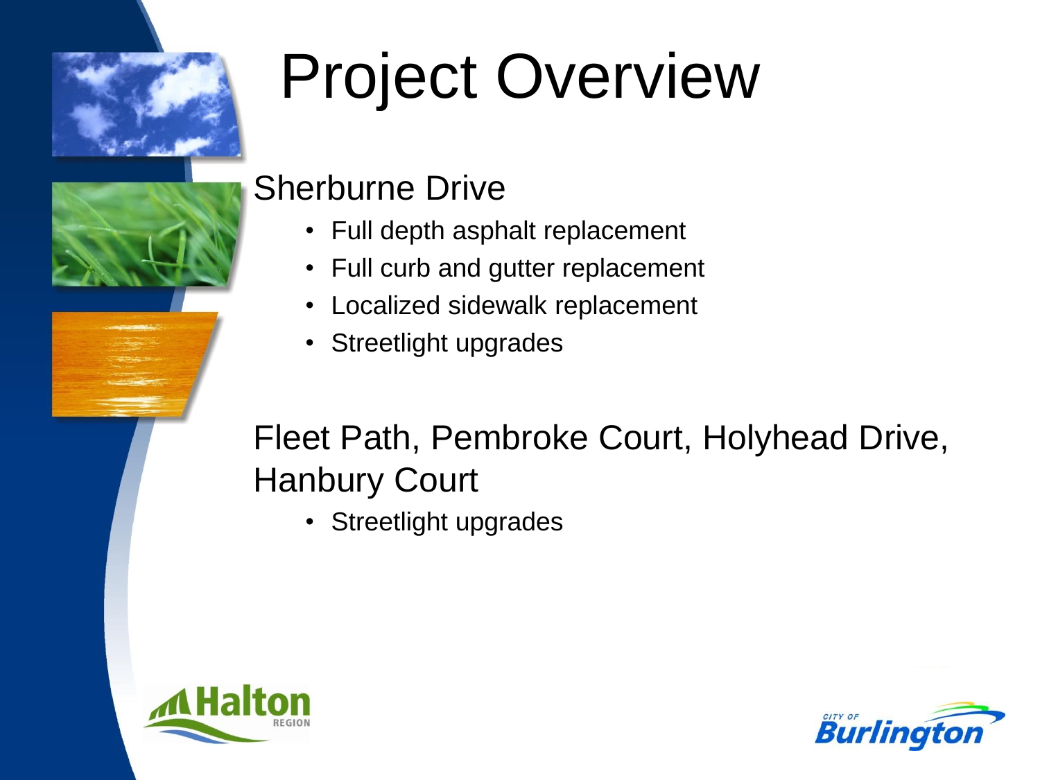# Project Overview

## Sherburne Drive

- Full depth asphalt replacement
- Full curb and gutter replacement
- Localized sidewalk replacement
- Streetlight upgrades

## Fleet Path, Pembroke Court, Holyhead Drive, Hanbury Court

- Streetlight upgrades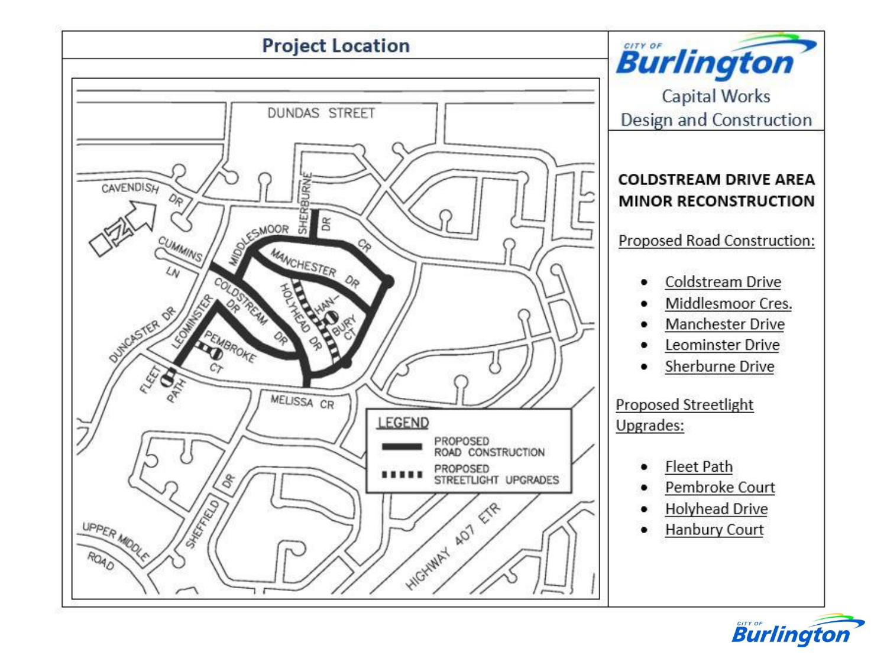## Project Location

City of Burlington

Capital Works Design and Construction

**COLDSTREAM DRIVE AREA MINOR RECONSTRUCTION**

Proposed Road Construction:

- Coldstream Drive
- Middlesmoor Cres.
- Manchester Drive
- Leominster Drive
- Sherburne Drive

Proposed Streetlight Upgrades:

- Fleet Path
- Pembroke Court
- Holyhead Drive
- Hanbury Court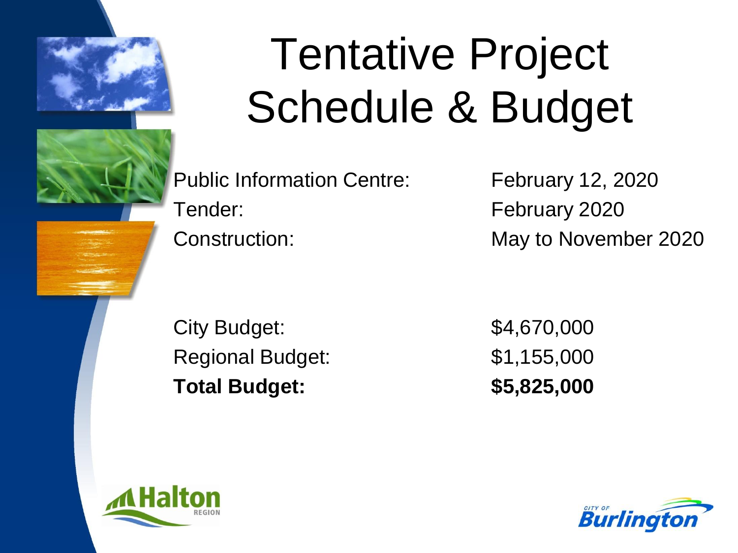# Tentative Project Schedule & Budget

| | |
|---|---|
| Public Information Centre: | February 12, 2020 |
| Tender: | February 2020 |
| Construction: | May to November 2020 |

| | |
|---|---|
| City Budget: | $4,670,000 |
| Regional Budget: | $1,155,000 |
| **Total Budget:** | **$5,825,000** |

Halton REGION

CITY OF Burlington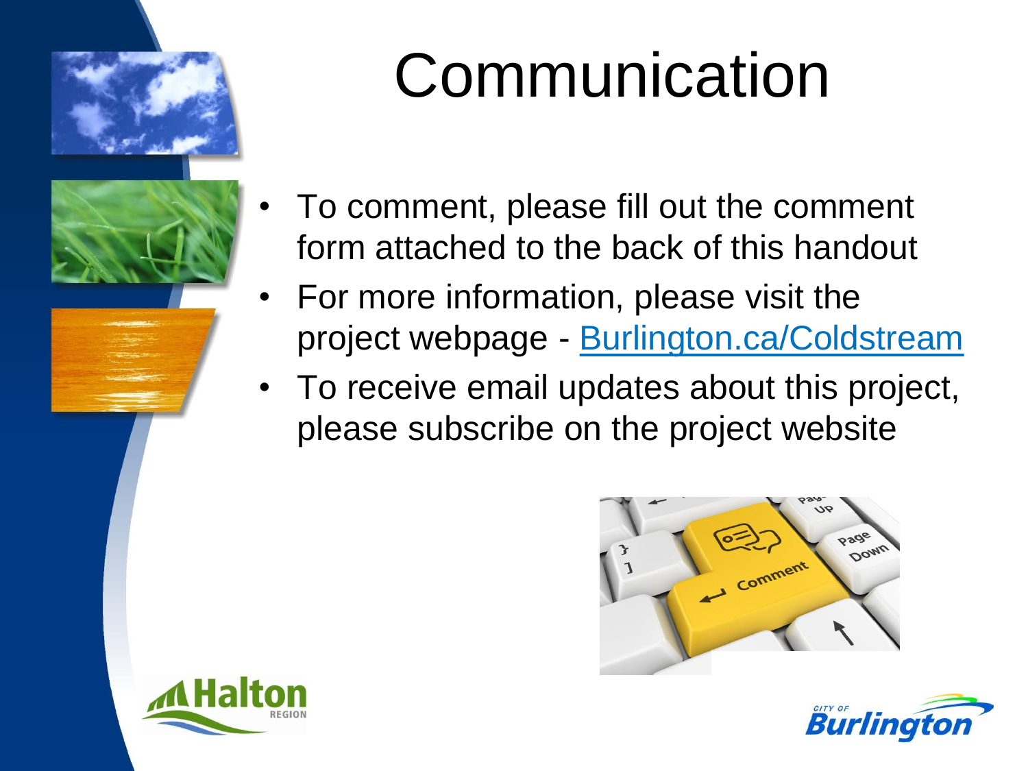# Communication

- To comment, please fill out the comment form attached to the back of this handout
- For more information, please visit the project webpage - [Burlington.ca/Coldstream](Burlington.ca/Coldstream)
- To receive email updates about this project, please subscribe on the project website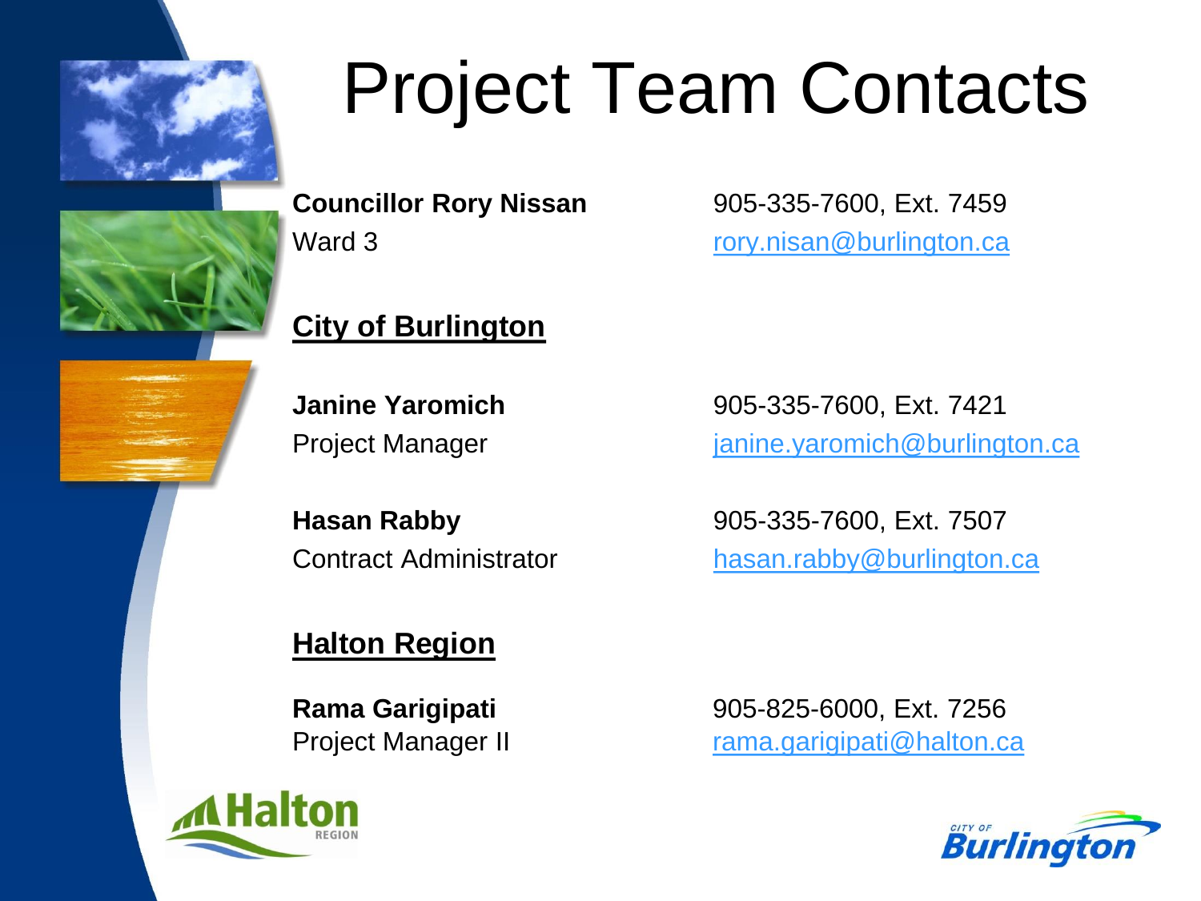# Project Team Contacts

**Councillor Rory Nissan**
Ward 3

905-335-7600, Ext. 7459
rory.nisan@burlington.ca

## City of Burlington

**Janine Yaromich**
Project Manager

905-335-7600, Ext. 7421
janine.yaromich@burlington.ca

**Hasan Rabby**
Contract Administrator

905-335-7600, Ext. 7507
hasan.rabby@burlington.ca

## Halton Region

**Rama Garigipati**
Project Manager II

905-825-6000, Ext. 7256
rama.garigipati@halton.ca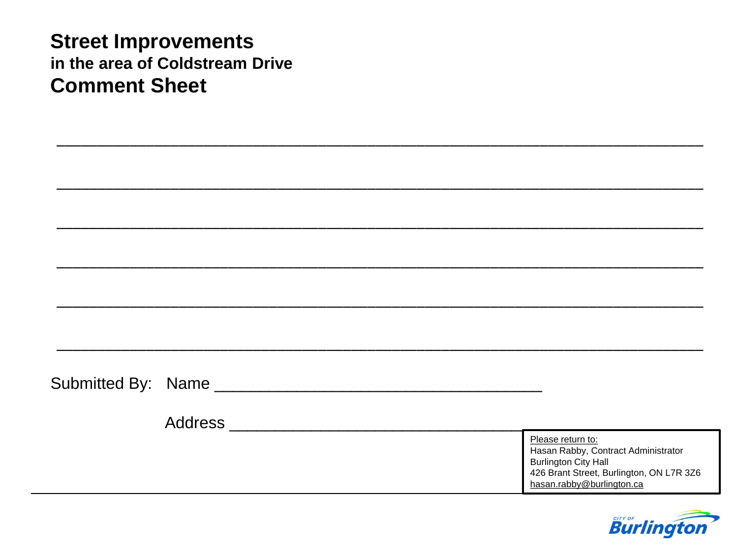# Street Improvements
### in the area of Coldstream Drive
## Comment Sheet

______________________________________________________________________________

______________________________________________________________________________

______________________________________________________________________________

______________________________________________________________________________

______________________________________________________________________________

______________________________________________________________________________

Submitted By: Name ____________________________________

Address ____________________________________

Please return to:
Hasan Rabby, Contract Administrator
Burlington City Hall
426 Brant Street, Burlington, ON L7R 3Z6
hasan.rabby@burlington.ca

CITY OF Burlington